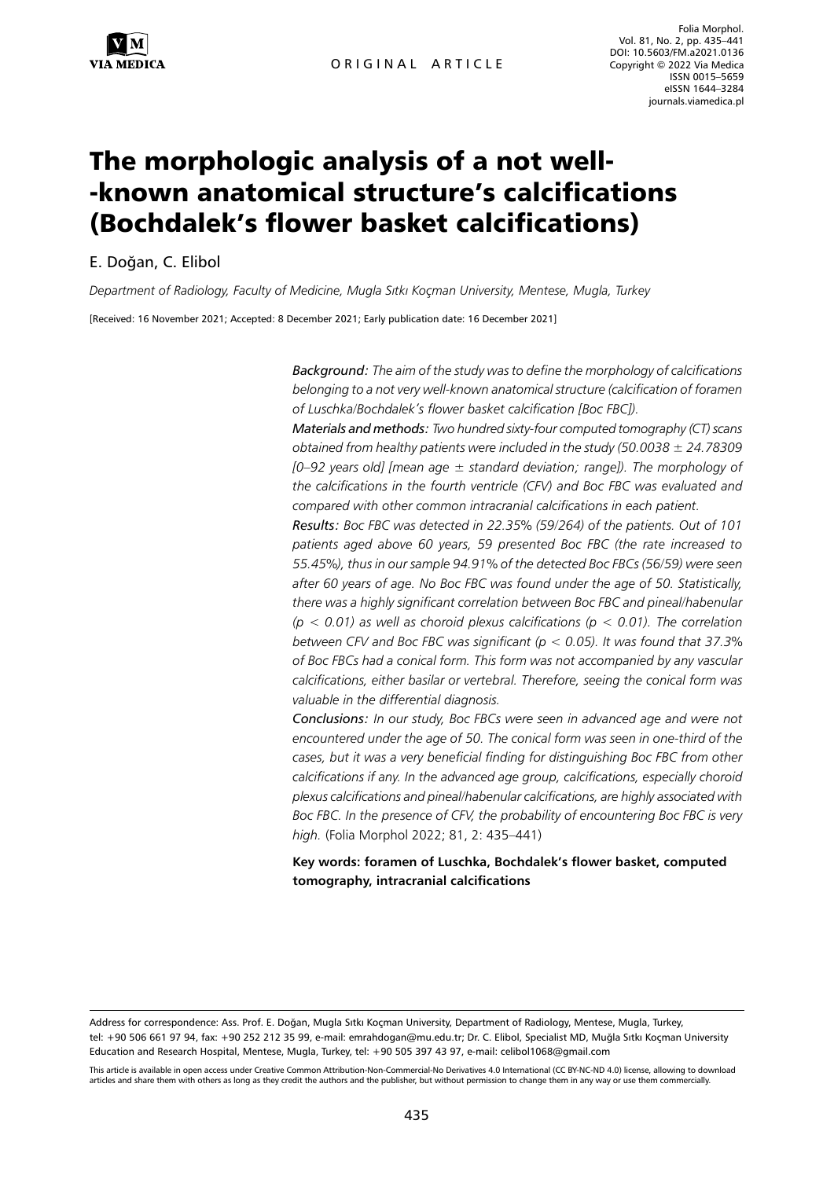ORIGINAL ARTICLE

# The morphologic analysis of a not well-known anatomical structure's calcifications (Bochdalek's flower basket calcifications)

E. Doğan, C. Elibol

*Department of Radiology, Faculty of Medicine, Mugla Sıtkı Koçman University, Mentese, Mugla, Turkey*

[Received: 16 November 2021; Accepted: 8 December 2021; Early publication date: 16 December 2021]

***Background:*** *The aim of the study was to define the morphology of calcifications belonging to a not very well-known anatomical structure (calcification of foramen of Luschka/Bochdalek's flower basket calcification [Boc FBC]).*

***Materials and methods:*** *Two hundred sixty-four computed tomography (CT) scans obtained from healthy patients were included in the study (50.0038 ± 24.78309 [0–92 years old] [mean age ± standard deviation; range]). The morphology of the calcifications in the fourth ventricle (CFV) and Boc FBC was evaluated and compared with other common intracranial calcifications in each patient.*

***Results:*** *Boc FBC was detected in 22.35% (59/264) of the patients. Out of 101 patients aged above 60 years, 59 presented Boc FBC (the rate increased to 55.45%), thus in our sample 94.91% of the detected Boc FBCs (56/59) were seen after 60 years of age. No Boc FBC was found under the age of 50. Statistically, there was a highly significant correlation between Boc FBC and pineal/habenular ($p < 0.01$) as well as choroid plexus calcifications ($p < 0.01$). The correlation between CFV and Boc FBC was significant ($p < 0.05$). It was found that 37.3% of Boc FBCs had a conical form. This form was not accompanied by any vascular calcifications, either basilar or vertebral. Therefore, seeing the conical form was valuable in the differential diagnosis.*

***Conclusions:*** *In our study, Boc FBCs were seen in advanced age and were not encountered under the age of 50. The conical form was seen in one-third of the cases, but it was a very beneficial finding for distinguishing Boc FBC from other calcifications if any. In the advanced age group, calcifications, especially choroid plexus calcifications and pineal/habenular calcifications, are highly associated with Boc FBC. In the presence of CFV, the probability of encountering Boc FBC is very high.* (Folia Morphol 2022; 81, 2: 435–441)

**Key words: foramen of Luschka, Bochdalek's flower basket, computed tomography, intracranial calcifications**

Address for correspondence: Ass. Prof. E. Doğan, Mugla Sıtkı Koçman University, Department of Radiology, Mentese, Mugla, Turkey, tel: +90 506 661 97 94, fax: +90 252 212 35 99, e-mail: emrahdogan@mu.edu.tr; Dr. C. Elibol, Specialist MD, Muğla Sıtkı Koçman University Education and Research Hospital, Mentese, Mugla, Turkey, tel: +90 505 397 43 97, e-mail: celibol1068@gmail.com

This article is available in open access under Creative Common Attribution-Non-Commercial-No Derivatives 4.0 International (CC BY-NC-ND 4.0) license, allowing to download articles and share them with others as long as they credit the authors and the publisher, but without permission to change them in any way or use them commercially.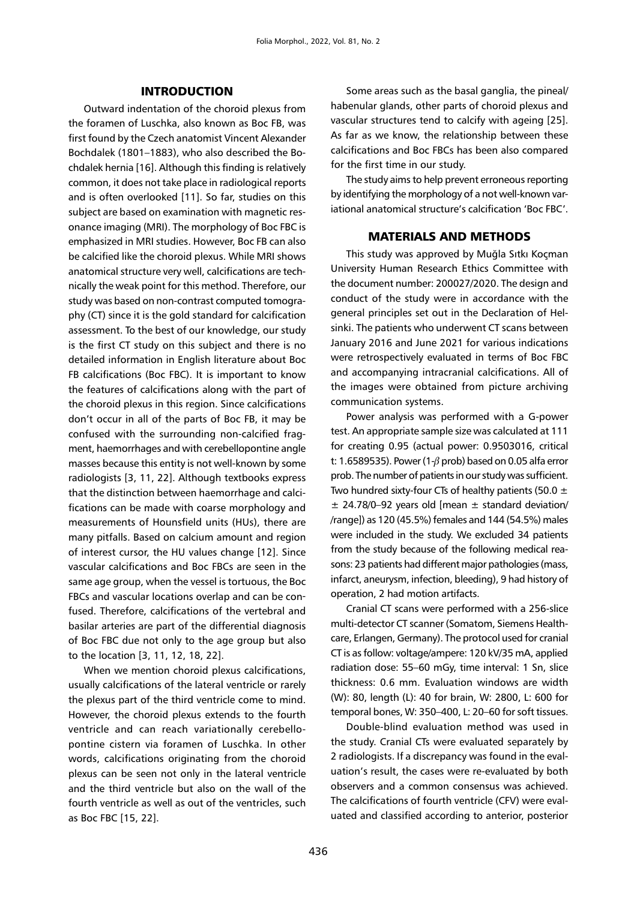## INTRODUCTION

Outward indentation of the choroid plexus from the foramen of Luschka, also known as Boc FB, was first found by the Czech anatomist Vincent Alexander Bochdalek (1801–1883), who also described the Bochdalek hernia [16]. Although this finding is relatively common, it does not take place in radiological reports and is often overlooked [11]. So far, studies on this subject are based on examination with magnetic resonance imaging (MRI). The morphology of Boc FBC is emphasized in MRI studies. However, Boc FB can also be calcified like the choroid plexus. While MRI shows anatomical structure very well, calcifications are technically the weak point for this method. Therefore, our study was based on non-contrast computed tomography (CT) since it is the gold standard for calcification assessment. To the best of our knowledge, our study is the first CT study on this subject and there is no detailed information in English literature about Boc FB calcifications (Boc FBC). It is important to know the features of calcifications along with the part of the choroid plexus in this region. Since calcifications don't occur in all of the parts of Boc FB, it may be confused with the surrounding non-calcified fragment, haemorrhages and with cerebellopontine angle masses because this entity is not well-known by some radiologists [3, 11, 22]. Although textbooks express that the distinction between haemorrhage and calcifications can be made with coarse morphology and measurements of Hounsfield units (HUs), there are many pitfalls. Based on calcium amount and region of interest cursor, the HU values change [12]. Since vascular calcifications and Boc FBCs are seen in the same age group, when the vessel is tortuous, the Boc FBCs and vascular locations overlap and can be confused. Therefore, calcifications of the vertebral and basilar arteries are part of the differential diagnosis of Boc FBC due not only to the age group but also to the location [3, 11, 12, 18, 22].

When we mention choroid plexus calcifications, usually calcifications of the lateral ventricle or rarely the plexus part of the third ventricle come to mind. However, the choroid plexus extends to the fourth ventricle and can reach variationally cerebellopontine cistern via foramen of Luschka. In other words, calcifications originating from the choroid plexus can be seen not only in the lateral ventricle and the third ventricle but also on the wall of the fourth ventricle as well as out of the ventricles, such as Boc FBC [15, 22].

Some areas such as the basal ganglia, the pineal/habenular glands, other parts of choroid plexus and vascular structures tend to calcify with ageing [25]. As far as we know, the relationship between these calcifications and Boc FBCs has been also compared for the first time in our study.

The study aims to help prevent erroneous reporting by identifying the morphology of a not well-known variational anatomical structure's calcification 'Boc FBC'.

## MATERIALS AND METHODS

This study was approved by Muğla Sıtkı Koçman University Human Research Ethics Committee with the document number: 200027/2020. The design and conduct of the study were in accordance with the general principles set out in the Declaration of Helsinki. The patients who underwent CT scans between January 2016 and June 2021 for various indications were retrospectively evaluated in terms of Boc FBC and accompanying intracranial calcifications. All of the images were obtained from picture archiving communication systems.

Power analysis was performed with a G-power test. An appropriate sample size was calculated at 111 for creating 0.95 (actual power: 0.9503016, critical t: 1.6589535). Power (1-$\beta$ prob) based on 0.05 alfa error prob. The number of patients in our study was sufficient. Two hundred sixty-four CTs of healthy patients (50.0 ± ± 24.78/0–92 years old [mean ± standard deviation/ /range]) as 120 (45.5%) females and 144 (54.5%) males were included in the study. We excluded 34 patients from the study because of the following medical reasons: 23 patients had different major pathologies (mass, infarct, aneurysm, infection, bleeding), 9 had history of operation, 2 had motion artifacts.

Cranial CT scans were performed with a 256-slice multi-detector CT scanner (Somatom, Siemens Healthcare, Erlangen, Germany). The protocol used for cranial CT is as follow: voltage/ampere: 120 kV/35 mA, applied radiation dose: 55–60 mGy, time interval: 1 Sn, slice thickness: 0.6 mm. Evaluation windows are width (W): 80, length (L): 40 for brain, W: 2800, L: 600 for temporal bones, W: 350–400, L: 20–60 for soft tissues.

Double-blind evaluation method was used in the study. Cranial CTs were evaluated separately by 2 radiologists. If a discrepancy was found in the evaluation's result, the cases were re-evaluated by both observers and a common consensus was achieved. The calcifications of fourth ventricle (CFV) were evaluated and classified according to anterior, posterior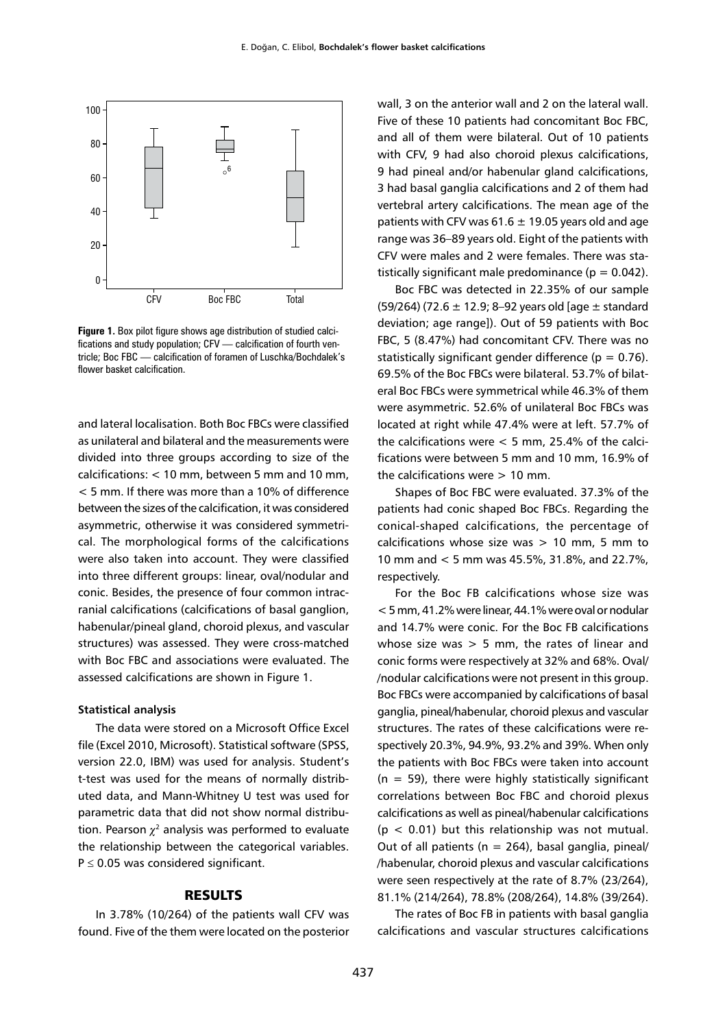Figure 1. Box pilot figure shows age distribution of studied calcifications and study population; CFV — calcification of fourth ventricle; Boc FBC — calcification of foramen of Luschka/Bochdalek's flower basket calcification.

and lateral localisation. Both Boc FBCs were classified as unilateral and bilateral and the measurements were divided into three groups according to size of the calcifications: < 10 mm, between 5 mm and 10 mm, < 5 mm. If there was more than a 10% of difference between the sizes of the calcification, it was considered asymmetric, otherwise it was considered symmetrical. The morphological forms of the calcifications were also taken into account. They were classified into three different groups: linear, oval/nodular and conic. Besides, the presence of four common intracranial calcifications (calcifications of basal ganglion, habenular/pineal gland, choroid plexus, and vascular structures) was assessed. They were cross-matched with Boc FBC and associations were evaluated. The assessed calcifications are shown in Figure 1.

**Statistical analysis**

The data were stored on a Microsoft Office Excel file (Excel 2010, Microsoft). Statistical software (SPSS, version 22.0, IBM) was used for analysis. Student's t-test was used for the means of normally distributed data, and Mann-Whitney U test was used for parametric data that did not show normal distribution. Pearson $\chi^2$ analysis was performed to evaluate the relationship between the categorical variables. $P \leq 0.05$ was considered significant.

## RESULTS

In 3.78% (10/264) of the patients wall CFV was found. Five of the them were located on the posterior wall, 3 on the anterior wall and 2 on the lateral wall. Five of these 10 patients had concomitant Boc FBC, and all of them were bilateral. Out of 10 patients with CFV, 9 had also choroid plexus calcifications, 9 had pineal and/or habenular gland calcifications, 3 had basal ganglia calcifications and 2 of them had vertebral artery calcifications. The mean age of the patients with CFV was 61.6 ± 19.05 years old and age range was 36–89 years old. Eight of the patients with CFV were males and 2 were females. There was statistically significant male predominance ($p = 0.042$).

Boc FBC was detected in 22.35% of our sample (59/264) (72.6 ± 12.9; 8–92 years old [age ± standard deviation; age range]). Out of 59 patients with Boc FBC, 5 (8.47%) had concomitant CFV. There was no statistically significant gender difference ($p = 0.76$). 69.5% of the Boc FBCs were bilateral. 53.7% of bilateral Boc FBCs were symmetrical while 46.3% of them were asymmetric. 52.6% of unilateral Boc FBCs was located at right while 47.4% were at left. 57.7% of the calcifications were < 5 mm, 25.4% of the calcifications were between 5 mm and 10 mm, 16.9% of the calcifications were > 10 mm.

Shapes of Boc FBC were evaluated. 37.3% of the patients had conic shaped Boc FBCs. Regarding the conical-shaped calcifications, the percentage of calcifications whose size was > 10 mm, 5 mm to 10 mm and < 5 mm was 45.5%, 31.8%, and 22.7%, respectively.

For the Boc FB calcifications whose size was < 5 mm, 41.2% were linear, 44.1% were oval or nodular and 14.7% were conic. For the Boc FB calcifications whose size was > 5 mm, the rates of linear and conic forms were respectively at 32% and 68%. Oval/ /nodular calcifications were not present in this group. Boc FBCs were accompanied by calcifications of basal ganglia, pineal/habenular, choroid plexus and vascular structures. The rates of these calcifications were respectively 20.3%, 94.9%, 93.2% and 39%. When only the patients with Boc FBCs were taken into account ($n = 59$), there were highly statistically significant correlations between Boc FBC and choroid plexus calcifications as well as pineal/habenular calcifications ($p < 0.01$) but this relationship was not mutual. Out of all patients ($n = 264$), basal ganglia, pineal/ /habenular, choroid plexus and vascular calcifications were seen respectively at the rate of 8.7% (23/264), 81.1% (214/264), 78.8% (208/264), 14.8% (39/264).

The rates of Boc FB in patients with basal ganglia calcifications and vascular structures calcifications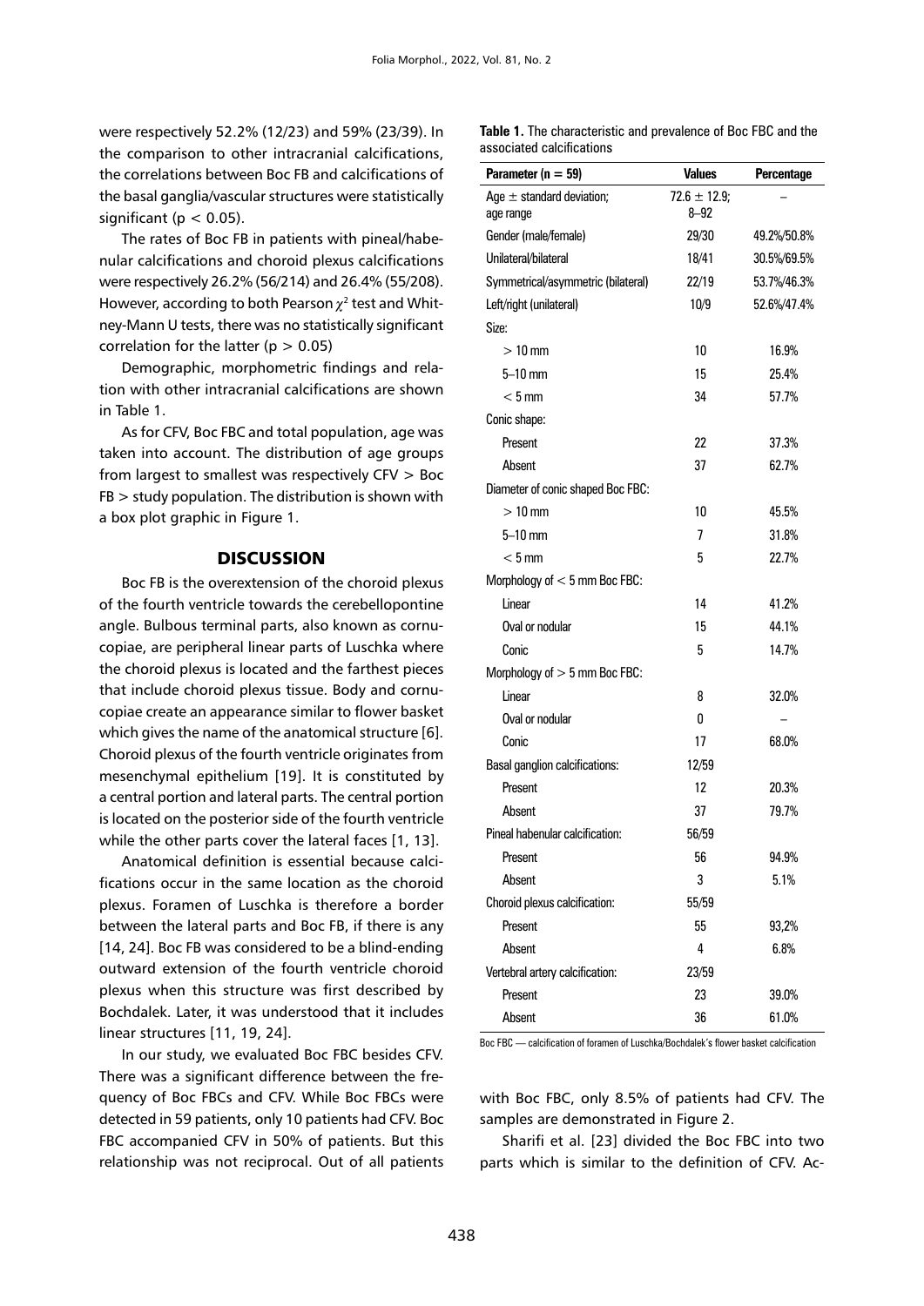were respectively 52.2% (12/23) and 59% (23/39). In the comparison to other intracranial calcifications, the correlations between Boc FB and calcifications of the basal ganglia/vascular structures were statistically significant ($p < 0.05$).

The rates of Boc FB in patients with pineal/habenular calcifications and choroid plexus calcifications were respectively 26.2% (56/214) and 26.4% (55/208). However, according to both Pearson $\chi^2$ test and Whitney-Mann U tests, there was no statistically significant correlation for the latter ($p > 0.05$)

Demographic, morphometric findings and relation with other intracranial calcifications are shown in Table 1.

As for CFV, Boc FBC and total population, age was taken into account. The distribution of age groups from largest to smallest was respectively CFV > Boc FB > study population. The distribution is shown with a box plot graphic in Figure 1.

## DISCUSSION

Boc FB is the overextension of the choroid plexus of the fourth ventricle towards the cerebellopontine angle. Bulbous terminal parts, also known as cornucopiae, are peripheral linear parts of Luschka where the choroid plexus is located and the farthest pieces that include choroid plexus tissue. Body and cornucopiae create an appearance similar to flower basket which gives the name of the anatomical structure [6]. Choroid plexus of the fourth ventricle originates from mesenchymal epithelium [19]. It is constituted by a central portion and lateral parts. The central portion is located on the posterior side of the fourth ventricle while the other parts cover the lateral faces [1, 13].

Anatomical definition is essential because calcifications occur in the same location as the choroid plexus. Foramen of Luschka is therefore a border between the lateral parts and Boc FB, if there is any [14, 24]. Boc FB was considered to be a blind-ending outward extension of the fourth ventricle choroid plexus when this structure was first described by Bochdalek. Later, it was understood that it includes linear structures [11, 19, 24].

In our study, we evaluated Boc FBC besides CFV. There was a significant difference between the frequency of Boc FBCs and CFV. While Boc FBCs were detected in 59 patients, only 10 patients had CFV. Boc FBC accompanied CFV in 50% of patients. But this relationship was not reciprocal. Out of all patients with Boc FBC, only 8.5% of patients had CFV. The samples are demonstrated in Figure 2.

Sharifi et al. [23] divided the Boc FBC into two parts which is similar to the definition of CFV. Ac-

**Table 1.** The characteristic and prevalence of Boc FBC and the associated calcifications

| Parameter (n = 59) | Values | Percentage |
|---|---|---|
| Age ± standard deviation; age range | 72.6 ± 12.9; 8–92 | – |
| Gender (male/female) | 29/30 | 49.2%/50.8% |
| Unilateral/bilateral | 18/41 | 30.5%/69.5% |
| Symmetrical/asymmetric (bilateral) | 22/19 | 53.7%/46.3% |
| Left/right (unilateral) | 10/9 | 52.6%/47.4% |
| Size: | | |
| > 10 mm | 10 | 16.9% |
| 5–10 mm | 15 | 25.4% |
| < 5 mm | 34 | 57.7% |
| Conic shape: | | |
| Present | 22 | 37.3% |
| Absent | 37 | 62.7% |
| Diameter of conic shaped Boc FBC: | | |
| > 10 mm | 10 | 45.5% |
| 5–10 mm | 7 | 31.8% |
| < 5 mm | 5 | 22.7% |
| Morphology of < 5 mm Boc FBC: | | |
| Linear | 14 | 41.2% |
| Oval or nodular | 15 | 44.1% |
| Conic | 5 | 14.7% |
| Morphology of > 5 mm Boc FBC: | | |
| Linear | 8 | 32.0% |
| Oval or nodular | 0 | – |
| Conic | 17 | 68.0% |
| Basal ganglion calcifications: | 12/59 | |
| Present | 12 | 20.3% |
| Absent | 37 | 79.7% |
| Pineal habenular calcification: | 56/59 | |
| Present | 56 | 94.9% |
| Absent | 3 | 5.1% |
| Choroid plexus calcification: | 55/59 | |
| Present | 55 | 93,2% |
| Absent | 4 | 6.8% |
| Vertebral artery calcification: | 23/59 | |
| Present | 23 | 39.0% |
| Absent | 36 | 61.0% |

Boc FBC — calcification of foramen of Luschka/Bochdalek's flower basket calcification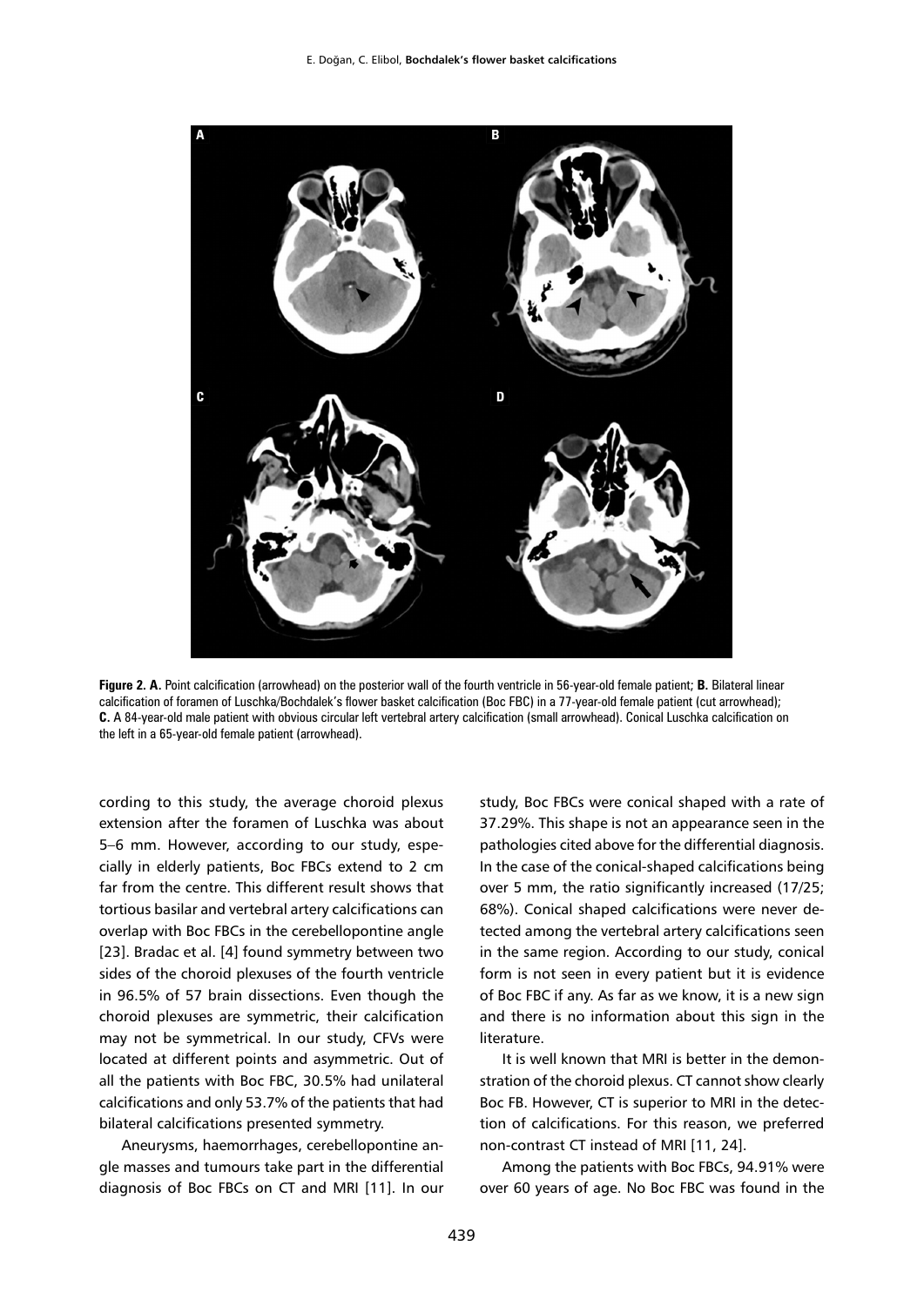**Figure 2. A.** Point calcification (arrowhead) on the posterior wall of the fourth ventricle in 56-year-old female patient; **B.** Bilateral linear calcification of foramen of Luschka/Bochdalek's flower basket calcification (Boc FBC) in a 77-year-old female patient (cut arrowhead); **C.** A 84-year-old male patient with obvious circular left vertebral artery calcification (small arrowhead). Conical Luschka calcification on the left in a 65-year-old female patient (arrowhead).

cording to this study, the average choroid plexus extension after the foramen of Luschka was about 5–6 mm. However, according to our study, especially in elderly patients, Boc FBCs extend to 2 cm far from the centre. This different result shows that tortious basilar and vertebral artery calcifications can overlap with Boc FBCs in the cerebellopontine angle [23]. Bradac et al. [4] found symmetry between two sides of the choroid plexuses of the fourth ventricle in 96.5% of 57 brain dissections. Even though the choroid plexuses are symmetric, their calcification may not be symmetrical. In our study, CFVs were located at different points and asymmetric. Out of all the patients with Boc FBC, 30.5% had unilateral calcifications and only 53.7% of the patients that had bilateral calcifications presented symmetry.

Aneurysms, haemorrhages, cerebellopontine angle masses and tumours take part in the differential diagnosis of Boc FBCs on CT and MRI [11]. In our study, Boc FBCs were conical shaped with a rate of 37.29%. This shape is not an appearance seen in the pathologies cited above for the differential diagnosis. In the case of the conical-shaped calcifications being over 5 mm, the ratio significantly increased (17/25; 68%). Conical shaped calcifications were never detected among the vertebral artery calcifications seen in the same region. According to our study, conical form is not seen in every patient but it is evidence of Boc FBC if any. As far as we know, it is a new sign and there is no information about this sign in the literature.

It is well known that MRI is better in the demonstration of the choroid plexus. CT cannot show clearly Boc FB. However, CT is superior to MRI in the detection of calcifications. For this reason, we preferred non-contrast CT instead of MRI [11, 24].

Among the patients with Boc FBCs, 94.91% were over 60 years of age. No Boc FBC was found in the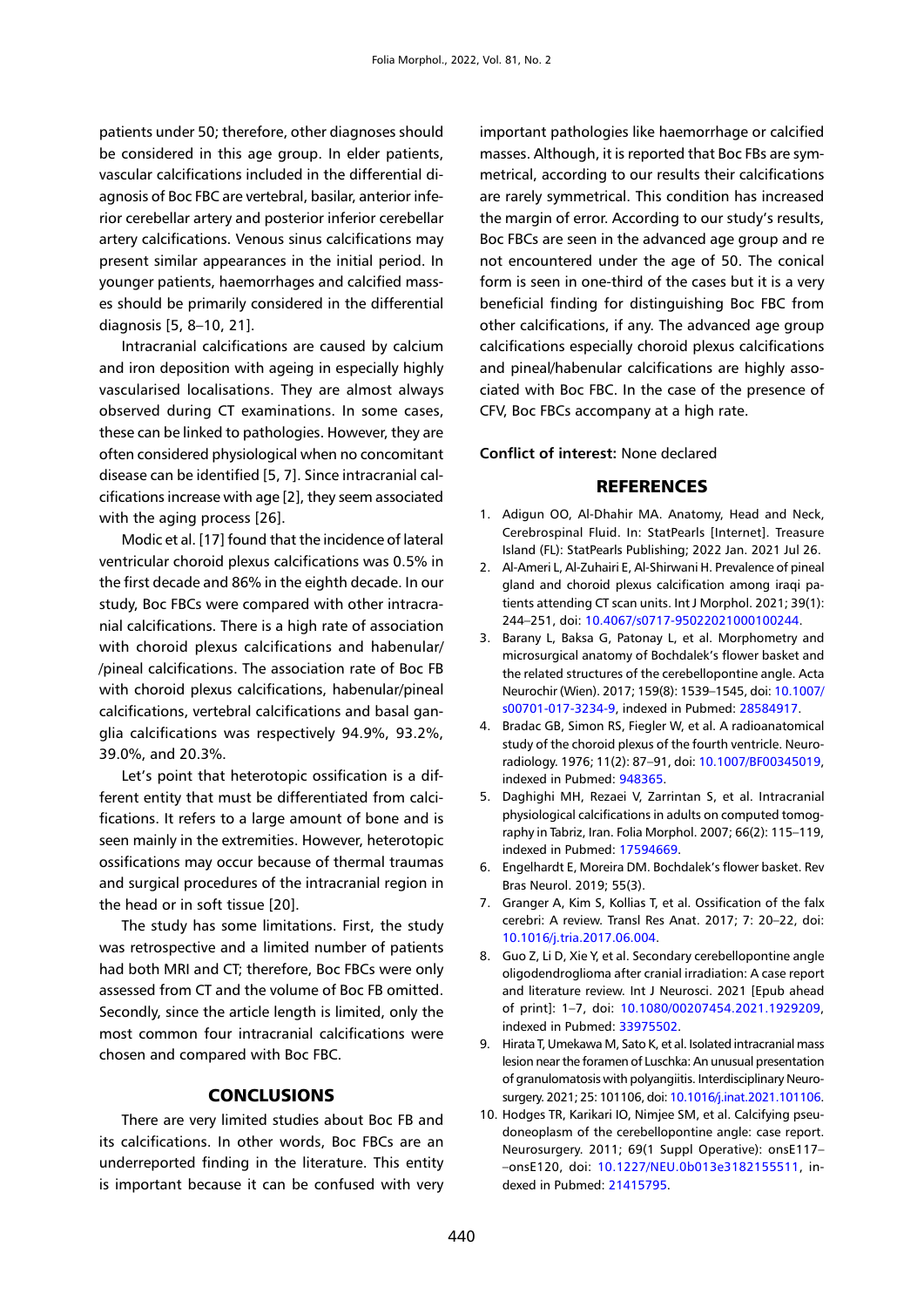patients under 50; therefore, other diagnoses should be considered in this age group. In elder patients, vascular calcifications included in the differential diagnosis of Boc FBC are vertebral, basilar, anterior inferior cerebellar artery and posterior inferior cerebellar artery calcifications. Venous sinus calcifications may present similar appearances in the initial period. In younger patients, haemorrhages and calcified masses should be primarily considered in the differential diagnosis [5, 8–10, 21].

Intracranial calcifications are caused by calcium and iron deposition with ageing in especially highly vascularised localisations. They are almost always observed during CT examinations. In some cases, these can be linked to pathologies. However, they are often considered physiological when no concomitant disease can be identified [5, 7]. Since intracranial calcifications increase with age [2], they seem associated with the aging process [26].

Modic et al. [17] found that the incidence of lateral ventricular choroid plexus calcifications was 0.5% in the first decade and 86% in the eighth decade. In our study, Boc FBCs were compared with other intracranial calcifications. There is a high rate of association with choroid plexus calcifications and habenular/pineal calcifications. The association rate of Boc FB with choroid plexus calcifications, habenular/pineal calcifications, vertebral calcifications and basal ganglia calcifications was respectively 94.9%, 93.2%, 39.0%, and 20.3%.

Let's point that heterotopic ossification is a different entity that must be differentiated from calcifications. It refers to a large amount of bone and is seen mainly in the extremities. However, heterotopic ossifications may occur because of thermal traumas and surgical procedures of the intracranial region in the head or in soft tissue [20].

The study has some limitations. First, the study was retrospective and a limited number of patients had both MRI and CT; therefore, Boc FBCs were only assessed from CT and the volume of Boc FB omitted. Secondly, since the article length is limited, only the most common four intracranial calcifications were chosen and compared with Boc FBC.

## CONCLUSIONS

There are very limited studies about Boc FB and its calcifications. In other words, Boc FBCs are an underreported finding in the literature. This entity is important because it can be confused with very important pathologies like haemorrhage or calcified masses. Although, it is reported that Boc FBs are symmetrical, according to our results their calcifications are rarely symmetrical. This condition has increased the margin of error. According to our study's results, Boc FBCs are seen in the advanced age group and re not encountered under the age of 50. The conical form is seen in one-third of the cases but it is a very beneficial finding for distinguishing Boc FBC from other calcifications, if any. The advanced age group calcifications especially choroid plexus calcifications and pineal/habenular calcifications are highly associated with Boc FBC. In the case of the presence of CFV, Boc FBCs accompany at a high rate.

**Conflict of interest:** None declared

## REFERENCES

1. Adigun OO, Al-Dhahir MA. Anatomy, Head and Neck, Cerebrospinal Fluid. In: StatPearls [Internet]. Treasure Island (FL): StatPearls Publishing; 2022 Jan. 2021 Jul 26.
2. Al-Ameri L, Al-Zuhairi E, Al-Shirwani H. Prevalence of pineal gland and choroid plexus calcification among iraqi patients attending CT scan units. Int J Morphol. 2021; 39(1): 244–251, doi: 10.4067/s0717-95022021000100244.
3. Barany L, Baksa G, Patonay L, et al. Morphometry and microsurgical anatomy of Bochdalek's flower basket and the related structures of the cerebellopontine angle. Acta Neurochir (Wien). 2017; 159(8): 1539–1545, doi: 10.1007/s00701-017-3234-9, indexed in Pubmed: 28584917.
4. Bradac GB, Simon RS, Fiegler W, et al. A radioanatomical study of the choroid plexus of the fourth ventricle. Neuroradiology. 1976; 11(2): 87–91, doi: 10.1007/BF00345019, indexed in Pubmed: 948365.
5. Daghighi MH, Rezaei V, Zarrintan S, et al. Intracranial physiological calcifications in adults on computed tomography in Tabriz, Iran. Folia Morphol. 2007; 66(2): 115–119, indexed in Pubmed: 17594669.
6. Engelhardt E, Moreira DM. Bochdalek's flower basket. Rev Bras Neurol. 2019; 55(3).
7. Granger A, Kim S, Kollias T, et al. Ossification of the falx cerebri: A review. Transl Res Anat. 2017; 7: 20–22, doi: 10.1016/j.tria.2017.06.004.
8. Guo Z, Li D, Xie Y, et al. Secondary cerebellopontine angle oligodendroglioma after cranial irradiation: A case report and literature review. Int J Neurosci. 2021 [Epub ahead of print]: 1–7, doi: 10.1080/00207454.2021.1929209, indexed in Pubmed: 33975502.
9. Hirata T, Umekawa M, Sato K, et al. Isolated intracranial mass lesion near the foramen of Luschka: An unusual presentation of granulomatosis with polyangiitis. Interdisciplinary Neurosurgery. 2021; 25: 101106, doi: 10.1016/j.inat.2021.101106.
10. Hodges TR, Karikari IO, Nimjee SM, et al. Calcifying pseudoneoplasm of the cerebellopontine angle: case report. Neurosurgery. 2011; 69(1 Suppl Operative): onsE117–onsE120, doi: 10.1227/NEU.0b013e3182155511, indexed in Pubmed: 21415795.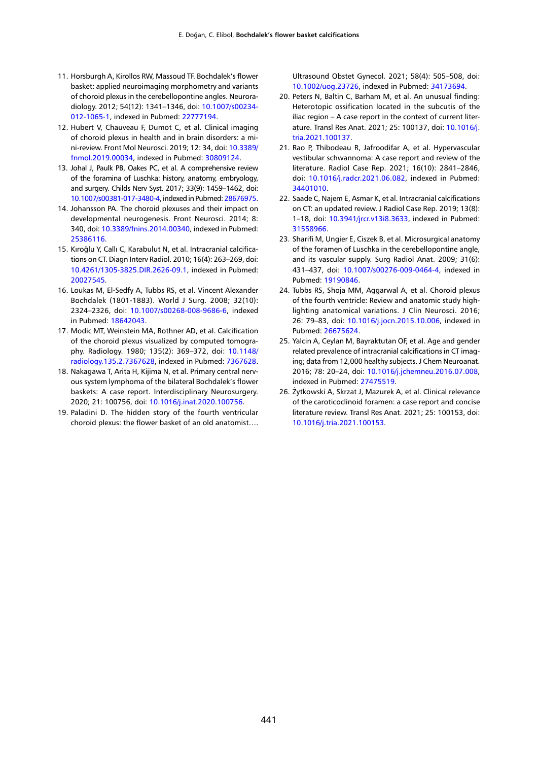11. Horsburgh A, Kirollos RW, Massoud TF. Bochdalek's flower basket: applied neuroimaging morphometry and variants of choroid plexus in the cerebellopontine angles. Neuroradiology. 2012; 54(12): 1341–1346, doi: 10.1007/s00234-012-1065-1, indexed in Pubmed: 22777194.
12. Hubert V, Chauveau F, Dumot C, et al. Clinical imaging of choroid plexus in health and in brain disorders: a mini-review. Front Mol Neurosci. 2019; 12: 34, doi: 10.3389/fnmol.2019.00034, indexed in Pubmed: 30809124.
13. Johal J, Paulk PB, Oakes PC, et al. A comprehensive review of the foramina of Luschka: history, anatomy, embryology, and surgery. Childs Nerv Syst. 2017; 33(9): 1459–1462, doi: 10.1007/s00381-017-3480-4, indexed in Pubmed: 28676975.
14. Johansson PA. The choroid plexuses and their impact on developmental neurogenesis. Front Neurosci. 2014; 8: 340, doi: 10.3389/fnins.2014.00340, indexed in Pubmed: 25386116.
15. Kıroğlu Y, Callı C, Karabulut N, et al. Intracranial calcifications on CT. Diagn Interv Radiol. 2010; 16(4): 263–269, doi: 10.4261/1305-3825.DIR.2626-09.1, indexed in Pubmed: 20027545.
16. Loukas M, El-Sedfy A, Tubbs RS, et al. Vincent Alexander Bochdalek (1801-1883). World J Surg. 2008; 32(10): 2324–2326, doi: 10.1007/s00268-008-9686-6, indexed in Pubmed: 18642043.
17. Modic MT, Weinstein MA, Rothner AD, et al. Calcification of the choroid plexus visualized by computed tomography. Radiology. 1980; 135(2): 369–372, doi: 10.1148/radiology.135.2.7367628, indexed in Pubmed: 7367628.
18. Nakagawa T, Arita H, Kijima N, et al. Primary central nervous system lymphoma of the bilateral Bochdalek's flower baskets: A case report. Interdisciplinary Neurosurgery. 2020; 21: 100756, doi: 10.1016/j.inat.2020.100756.
19. Paladini D. The hidden story of the fourth ventricular choroid plexus: the flower basket of an old anatomist…. Ultrasound Obstet Gynecol. 2021; 58(4): 505–508, doi: 10.1002/uog.23726, indexed in Pubmed: 34173694.
20. Peters N, Baltin C, Barham M, et al. An unusual finding: Heterotopic ossification located in the subcutis of the iliac region – A case report in the context of current literature. Transl Res Anat. 2021; 25: 100137, doi: 10.1016/j.tria.2021.100137.
21. Rao P, Thibodeau R, Jafroodifar A, et al. Hypervascular vestibular schwannoma: A case report and review of the literature. Radiol Case Rep. 2021; 16(10): 2841–2846, doi: 10.1016/j.radcr.2021.06.082, indexed in Pubmed: 34401010.
22. Saade C, Najem E, Asmar K, et al. Intracranial calcifications on CT: an updated review. J Radiol Case Rep. 2019; 13(8): 1–18, doi: 10.3941/jrcr.v13i8.3633, indexed in Pubmed: 31558966.
23. Sharifi M, Ungier E, Ciszek B, et al. Microsurgical anatomy of the foramen of Luschka in the cerebellopontine angle, and its vascular supply. Surg Radiol Anat. 2009; 31(6): 431–437, doi: 10.1007/s00276-009-0464-4, indexed in Pubmed: 19190846.
24. Tubbs RS, Shoja MM, Aggarwal A, et al. Choroid plexus of the fourth ventricle: Review and anatomic study highlighting anatomical variations. J Clin Neurosci. 2016; 26: 79–83, doi: 10.1016/j.jocn.2015.10.006, indexed in Pubmed: 26675624.
25. Yalcin A, Ceylan M, Bayraktutan OF, et al. Age and gender related prevalence of intracranial calcifications in CT imaging; data from 12,000 healthy subjects. J Chem Neuroanat. 2016; 78: 20–24, doi: 10.1016/j.jchemneu.2016.07.008, indexed in Pubmed: 27475519.
26. Żytkowski A, Skrzat J, Mazurek A, et al. Clinical relevance of the caroticoclinoid foramen: a case report and concise literature review. Transl Res Anat. 2021; 25: 100153, doi: 10.1016/j.tria.2021.100153.